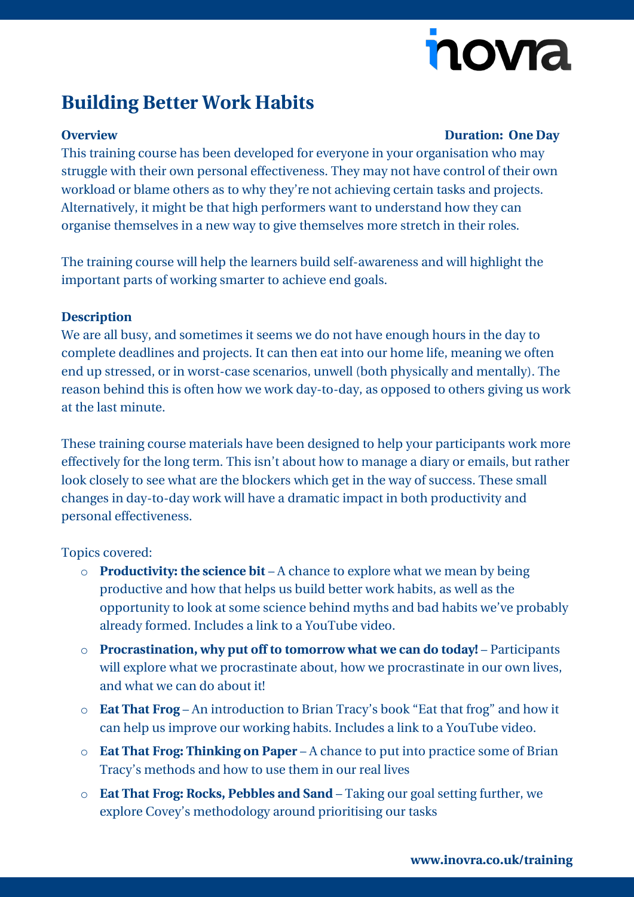# Building Better Work Habits

**Overview** **Duration: One Day**

This training course has been developed for everyone in your organisation who may struggle with their own personal effectiveness. They may not have control of their own workload or blame others as to why they're not achieving certain tasks and projects. Alternatively, it might be that high performers want to understand how they can organise themselves in a new way to give themselves more stretch in their roles.

The training course will help the learners build self-awareness and will highlight the important parts of working smarter to achieve end goals.

**Description**

We are all busy, and sometimes it seems we do not have enough hours in the day to complete deadlines and projects. It can then eat into our home life, meaning we often end up stressed, or in worst-case scenarios, unwell (both physically and mentally). The reason behind this is often how we work day-to-day, as opposed to others giving us work at the last minute.

These training course materials have been designed to help your participants work more effectively for the long term. This isn't about how to manage a diary or emails, but rather look closely to see what are the blockers which get in the way of success. These small changes in day-to-day work will have a dramatic impact in both productivity and personal effectiveness.

Topics covered:

- **Productivity: the science bit** – A chance to explore what we mean by being productive and how that helps us build better work habits, as well as the opportunity to look at some science behind myths and bad habits we've probably already formed. Includes a link to a YouTube video.
- **Procrastination, why put off to tomorrow what we can do today!** – Participants will explore what we procrastinate about, how we procrastinate in our own lives, and what we can do about it!
- **Eat That Frog** – An introduction to Brian Tracy's book "Eat that frog" and how it can help us improve our working habits. Includes a link to a YouTube video.
- **Eat That Frog: Thinking on Paper** – A chance to put into practice some of Brian Tracy's methods and how to use them in our real lives
- **Eat That Frog: Rocks, Pebbles and Sand** – Taking our goal setting further, we explore Covey's methodology around prioritising our tasks

**www.inovra.co.uk/training**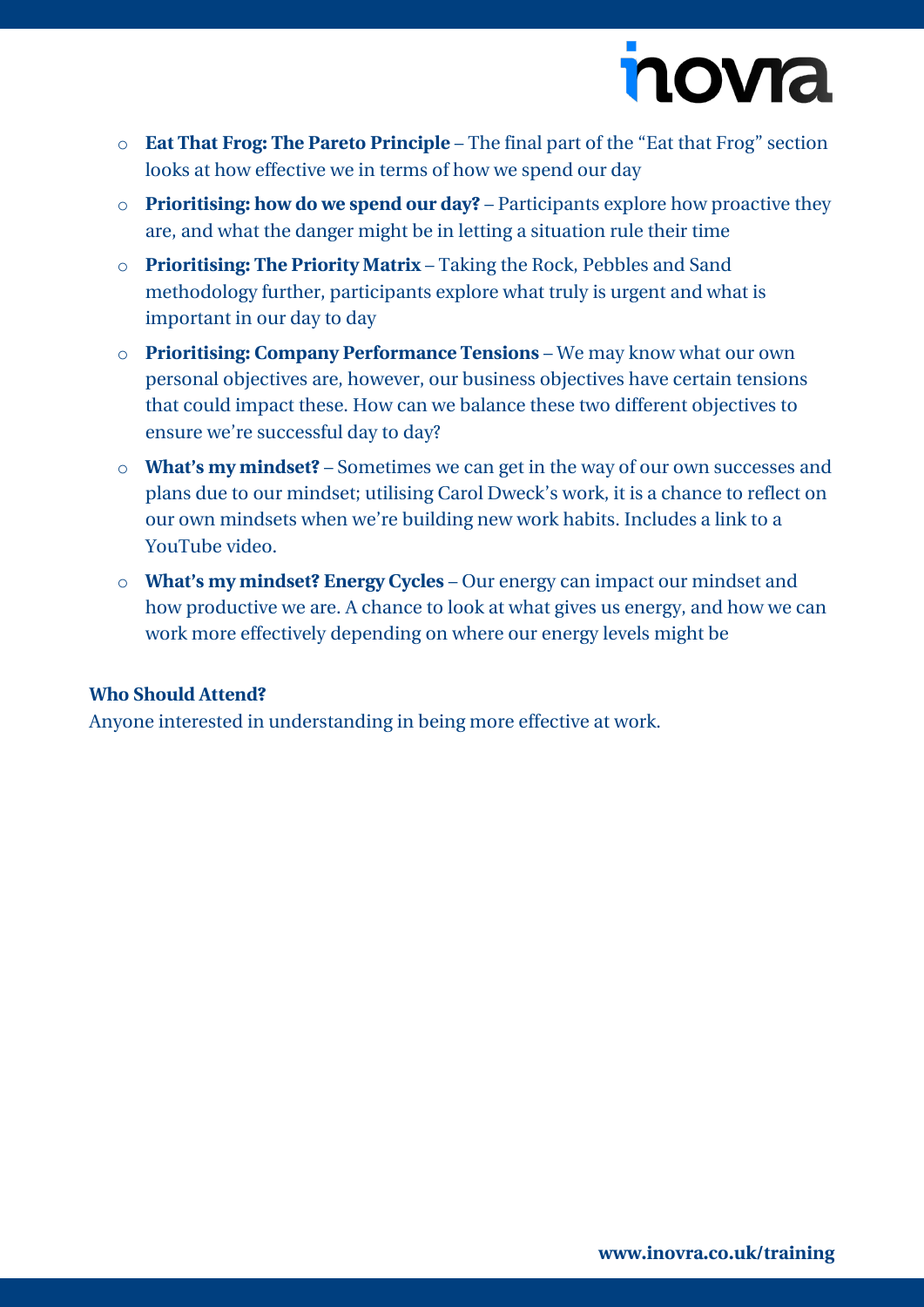- **Eat That Frog: The Pareto Principle** – The final part of the "Eat that Frog" section looks at how effective we in terms of how we spend our day
- **Prioritising: how do we spend our day?** – Participants explore how proactive they are, and what the danger might be in letting a situation rule their time
- **Prioritising: The Priority Matrix** – Taking the Rock, Pebbles and Sand methodology further, participants explore what truly is urgent and what is important in our day to day
- **Prioritising: Company Performance Tensions** – We may know what our own personal objectives are, however, our business objectives have certain tensions that could impact these. How can we balance these two different objectives to ensure we're successful day to day?
- **What's my mindset?** – Sometimes we can get in the way of our own successes and plans due to our mindset; utilising Carol Dweck's work, it is a chance to reflect on our own mindsets when we're building new work habits. Includes a link to a YouTube video.
- **What's my mindset? Energy Cycles** – Our energy can impact our mindset and how productive we are. A chance to look at what gives us energy, and how we can work more effectively depending on where our energy levels might be

**Who Should Attend?**

Anyone interested in understanding in being more effective at work.